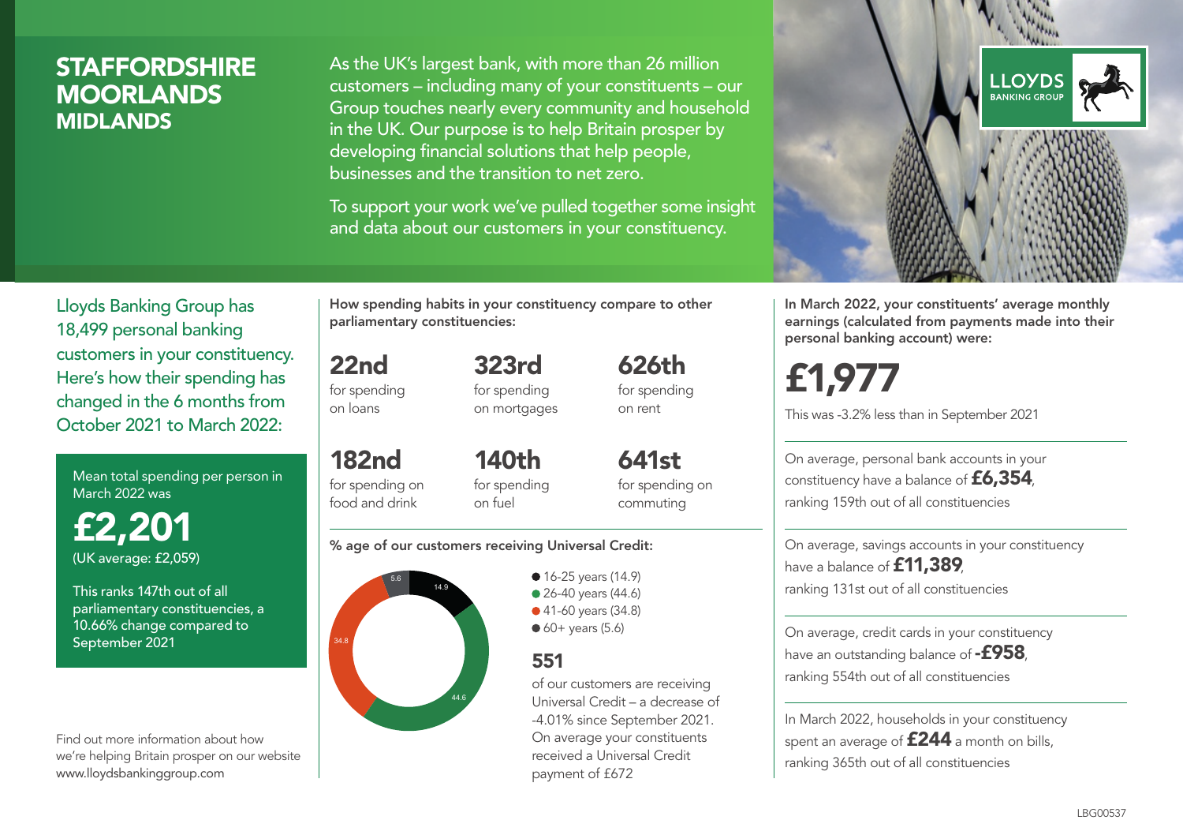# STAFFORDSHIRE MOORLANDS
## MIDLANDS

As the UK's largest bank, with more than 26 million customers – including many of your constituents – our Group touches nearly every community and household in the UK. Our purpose is to help Britain prosper by developing financial solutions that help people, businesses and the transition to net zero.

To support your work we've pulled together some insight and data about our customers in your constituency.

LLOYDS BANKING GROUP

Lloyds Banking Group has 18,499 personal banking customers in your constituency. Here's how their spending has changed in the 6 months from October 2021 to March 2022:

Mean total spending per person in March 2022 was

**£2,201**
(UK average: £2,059)

This ranks 147th out of all parliamentary constituencies, a 10.66% change compared to September 2021

Find out more information about how we're helping Britain prosper on our website www.lloydsbankinggroup.com

**How spending habits in your constituency compare to other parliamentary constituencies:**

**22nd** for spending on loans

**323rd** for spending on mortgages

**626th** for spending on rent

**182nd** for spending on food and drink

**140th** for spending on fuel

**641st** for spending on commuting

**% age of our customers receiving Universal Credit:**

- 16-25 years (14.9)
- 26-40 years (44.6)
- 41-60 years (34.8)
- 60+ years (5.6)

**551**
of our customers are receiving Universal Credit – a decrease of -4.01% since September 2021. On average your constituents received a Universal Credit payment of £672

**In March 2022, your constituents' average monthly earnings (calculated from payments made into their personal banking account) were:**

**£1,977**

This was -3.2% less than in September 2021

On average, personal bank accounts in your constituency have a balance of **£6,354**, ranking 159th out of all constituencies

On average, savings accounts in your constituency have a balance of **£11,389**, ranking 131st out of all constituencies

On average, credit cards in your constituency have an outstanding balance of **-£958**, ranking 554th out of all constituencies

In March 2022, households in your constituency spent an average of **£244** a month on bills, ranking 365th out of all constituencies

LBG00537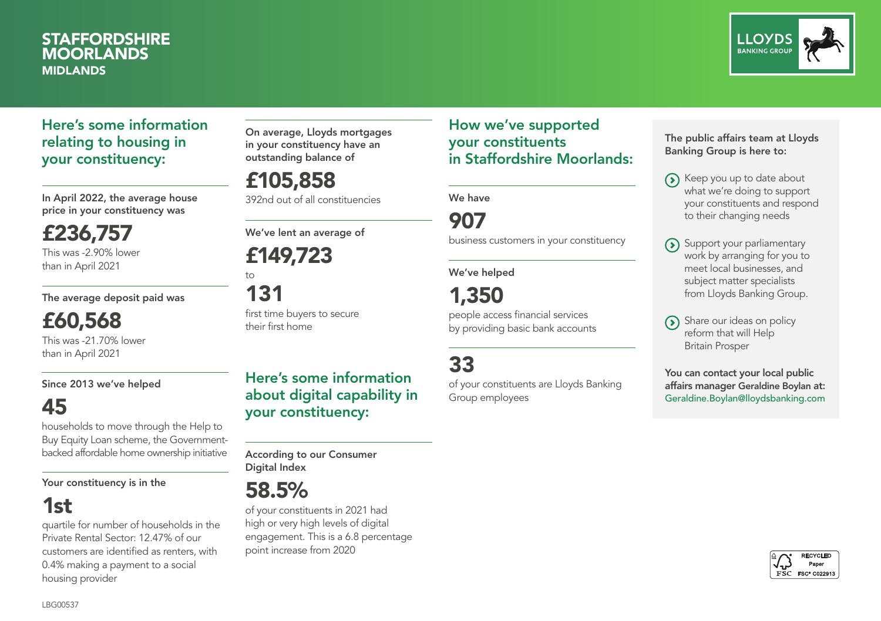# STAFFORDSHIRE MOORLANDS
## MIDLANDS

LLOYDS BANKING GROUP

## Here's some information relating to housing in your constituency:

**In April 2022, the average house price in your constituency was**

**£236,757**

This was -2.90% lower than in April 2021

**The average deposit paid was**

**£60,568**

This was -21.70% lower than in April 2021

**Since 2013 we've helped**

**45**

households to move through the Help to Buy Equity Loan scheme, the Government-backed affordable home ownership initiative

**Your constituency is in the**

**1st**

quartile for number of households in the Private Rental Sector: 12.47% of our customers are identified as renters, with 0.4% making a payment to a social housing provider

**On average, Lloyds mortgages in your constituency have an outstanding balance of**

**£105,858**

392nd out of all constituencies

**We've lent an average of**

**£149,723**

to

**131**

first time buyers to secure their first home

## Here's some information about digital capability in your constituency:

**According to our Consumer Digital Index**

**58.5%**

of your constituents in 2021 had high or very high levels of digital engagement. This is a 6.8 percentage point increase from 2020

## How we've supported your constituents in Staffordshire Moorlands:

**We have**

**907**

business customers in your constituency

**We've helped**

**1,350**

people access financial services by providing basic bank accounts

**33**

of your constituents are Lloyds Banking Group employees

**The public affairs team at Lloyds Banking Group is here to:**

- Keep you up to date about what we're doing to support your constituents and respond to their changing needs
- Support your parliamentary work by arranging for you to meet local businesses, and subject matter specialists from Lloyds Banking Group.
- Share our ideas on policy reform that will Help Britain Prosper

**You can contact your local public affairs manager Geraldine Boylan at:**
Geraldine.Boylan@lloydsbanking.com

RECYCLED Paper FSC FSC® C022913

LBG00537